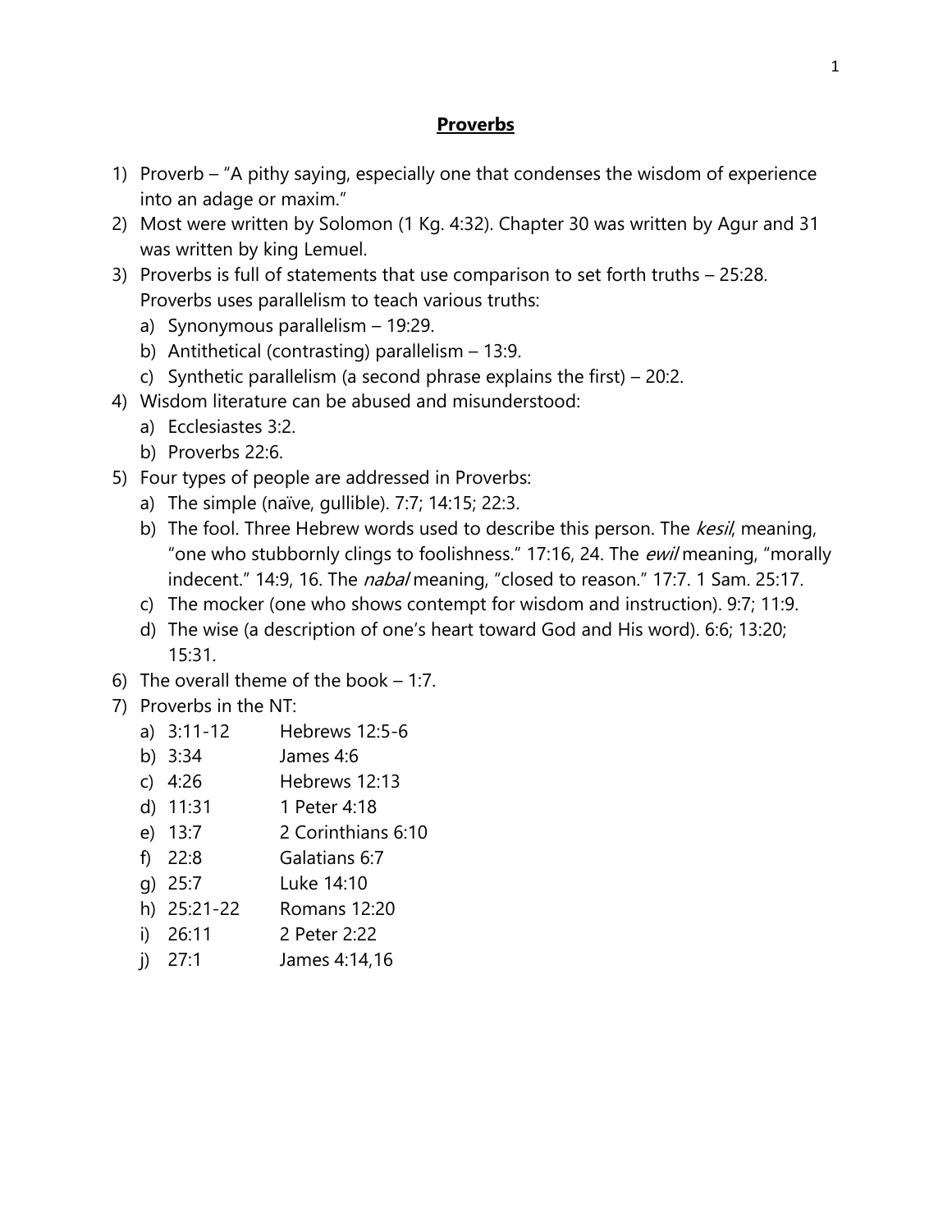# Proverbs

1) Proverb – "A pithy saying, especially one that condenses the wisdom of experience into an adage or maxim."
2) Most were written by Solomon (1 Kg. 4:32). Chapter 30 was written by Agur and 31 was written by king Lemuel.
3) Proverbs is full of statements that use comparison to set forth truths – 25:28. Proverbs uses parallelism to teach various truths:
   a) Synonymous parallelism – 19:29.
   b) Antithetical (contrasting) parallelism – 13:9.
   c) Synthetic parallelism (a second phrase explains the first) – 20:2.
4) Wisdom literature can be abused and misunderstood:
   a) Ecclesiastes 3:2.
   b) Proverbs 22:6.
5) Four types of people are addressed in Proverbs:
   a) The simple (naïve, gullible). 7:7; 14:15; 22:3.
   b) The fool. Three Hebrew words used to describe this person. The *kesil*, meaning, "one who stubbornly clings to foolishness." 17:16, 24. The *ewil* meaning, "morally indecent." 14:9, 16. The *nabal* meaning, "closed to reason." 17:7. 1 Sam. 25:17.
   c) The mocker (one who shows contempt for wisdom and instruction). 9:7; 11:9.
   d) The wise (a description of one's heart toward God and His word). 6:6; 13:20; 15:31.
6) The overall theme of the book – 1:7.
7) Proverbs in the NT:
   a) 3:11-12 Hebrews 12:5-6
   b) 3:34 James 4:6
   c) 4:26 Hebrews 12:13
   d) 11:31 1 Peter 4:18
   e) 13:7 2 Corinthians 6:10
   f) 22:8 Galatians 6:7
   g) 25:7 Luke 14:10
   h) 25:21-22 Romans 12:20
   i) 26:11 2 Peter 2:22
   j) 27:1 James 4:14,16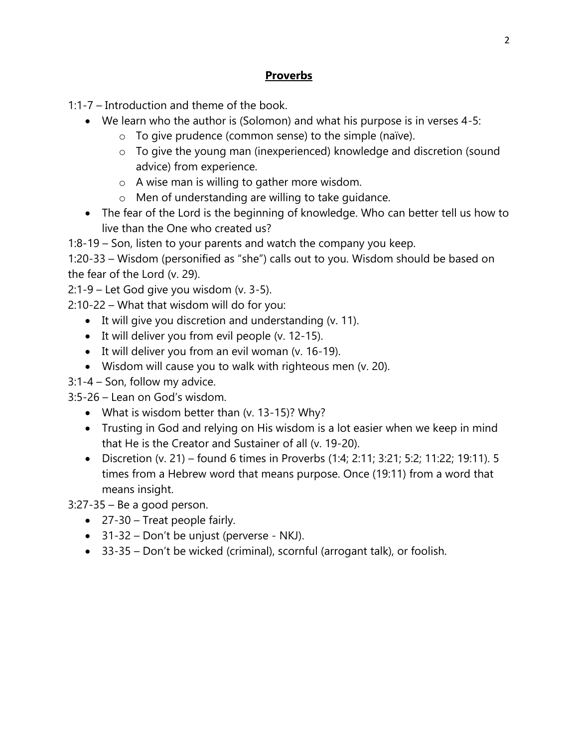# **Proverbs**

1:1-7 – Introduction and theme of the book.

- We learn who the author is (Solomon) and what his purpose is in verses 4-5:
  - To give prudence (common sense) to the simple (naïve).
  - To give the young man (inexperienced) knowledge and discretion (sound advice) from experience.
  - A wise man is willing to gather more wisdom.
  - Men of understanding are willing to take guidance.
- The fear of the Lord is the beginning of knowledge. Who can better tell us how to live than the One who created us?

1:8-19 – Son, listen to your parents and watch the company you keep.

1:20-33 – Wisdom (personified as "she") calls out to you. Wisdom should be based on the fear of the Lord (v. 29).

2:1-9 – Let God give you wisdom (v. 3-5).

2:10-22 – What that wisdom will do for you:

- It will give you discretion and understanding (v. 11).
- It will deliver you from evil people (v. 12-15).
- It will deliver you from an evil woman (v. 16-19).
- Wisdom will cause you to walk with righteous men (v. 20).

3:1-4 – Son, follow my advice.

3:5-26 – Lean on God's wisdom.

- What is wisdom better than (v. 13-15)? Why?
- Trusting in God and relying on His wisdom is a lot easier when we keep in mind that He is the Creator and Sustainer of all (v. 19-20).
- Discretion (v. 21) – found 6 times in Proverbs (1:4; 2:11; 3:21; 5:2; 11:22; 19:11). 5 times from a Hebrew word that means purpose. Once (19:11) from a word that means insight.

3:27-35 – Be a good person.

- 27-30 – Treat people fairly.
- 31-32 – Don't be unjust (perverse - NKJ).
- 33-35 – Don't be wicked (criminal), scornful (arrogant talk), or foolish.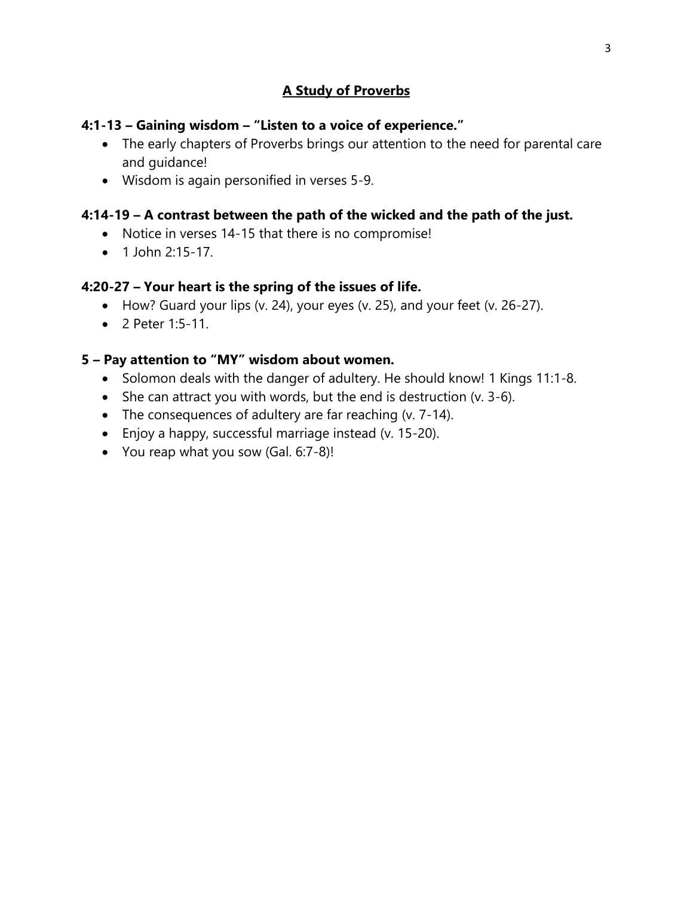## A Study of Proverbs

### 4:1-13 – Gaining wisdom – "Listen to a voice of experience."

- The early chapters of Proverbs brings our attention to the need for parental care and guidance!
- Wisdom is again personified in verses 5-9.

### 4:14-19 – A contrast between the path of the wicked and the path of the just.

- Notice in verses 14-15 that there is no compromise!
- 1 John 2:15-17.

### 4:20-27 – Your heart is the spring of the issues of life.

- How? Guard your lips (v. 24), your eyes (v. 25), and your feet (v. 26-27).
- 2 Peter 1:5-11.

### 5 – Pay attention to "MY" wisdom about women.

- Solomon deals with the danger of adultery. He should know! 1 Kings 11:1-8.
- She can attract you with words, but the end is destruction (v. 3-6).
- The consequences of adultery are far reaching (v. 7-14).
- Enjoy a happy, successful marriage instead (v. 15-20).
- You reap what you sow (Gal. 6:7-8)!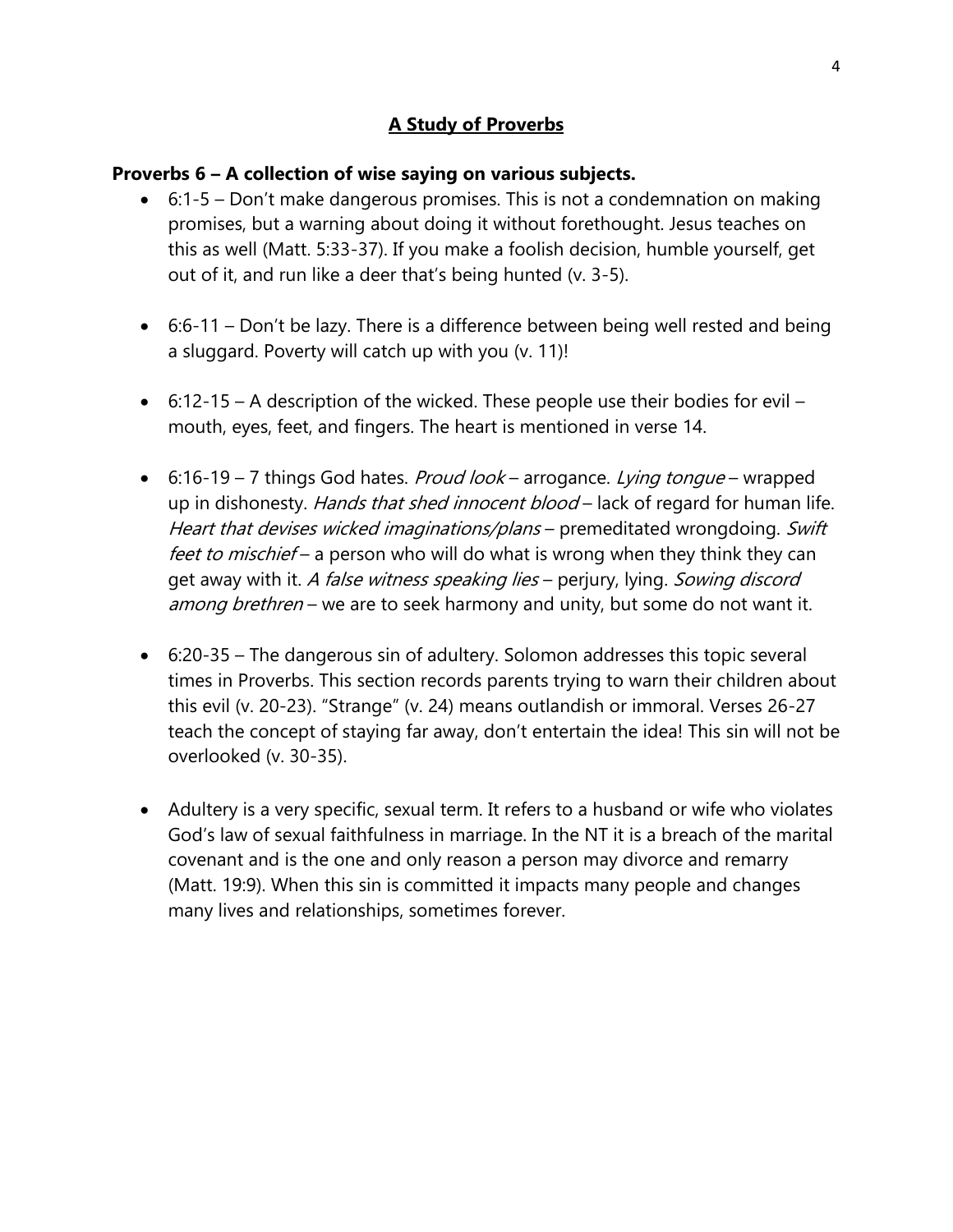## A Study of Proverbs

**Proverbs 6 – A collection of wise saying on various subjects.**

- 6:1-5 – Don't make dangerous promises. This is not a condemnation on making promises, but a warning about doing it without forethought. Jesus teaches on this as well (Matt. 5:33-37). If you make a foolish decision, humble yourself, get out of it, and run like a deer that's being hunted (v. 3-5).

- 6:6-11 – Don't be lazy. There is a difference between being well rested and being a sluggard. Poverty will catch up with you (v. 11)!

- 6:12-15 – A description of the wicked. These people use their bodies for evil – mouth, eyes, feet, and fingers. The heart is mentioned in verse 14.

- 6:16-19 – 7 things God hates. *Proud look* – arrogance. *Lying tongue* – wrapped up in dishonesty. *Hands that shed innocent blood* – lack of regard for human life. *Heart that devises wicked imaginations/plans* – premeditated wrongdoing. *Swift feet to mischief* – a person who will do what is wrong when they think they can get away with it. *A false witness speaking lies* – perjury, lying. *Sowing discord among brethren* – we are to seek harmony and unity, but some do not want it.

- 6:20-35 – The dangerous sin of adultery. Solomon addresses this topic several times in Proverbs. This section records parents trying to warn their children about this evil (v. 20-23). "Strange" (v. 24) means outlandish or immoral. Verses 26-27 teach the concept of staying far away, don't entertain the idea! This sin will not be overlooked (v. 30-35).

- Adultery is a very specific, sexual term. It refers to a husband or wife who violates God's law of sexual faithfulness in marriage. In the NT it is a breach of the marital covenant and is the one and only reason a person may divorce and remarry (Matt. 19:9). When this sin is committed it impacts many people and changes many lives and relationships, sometimes forever.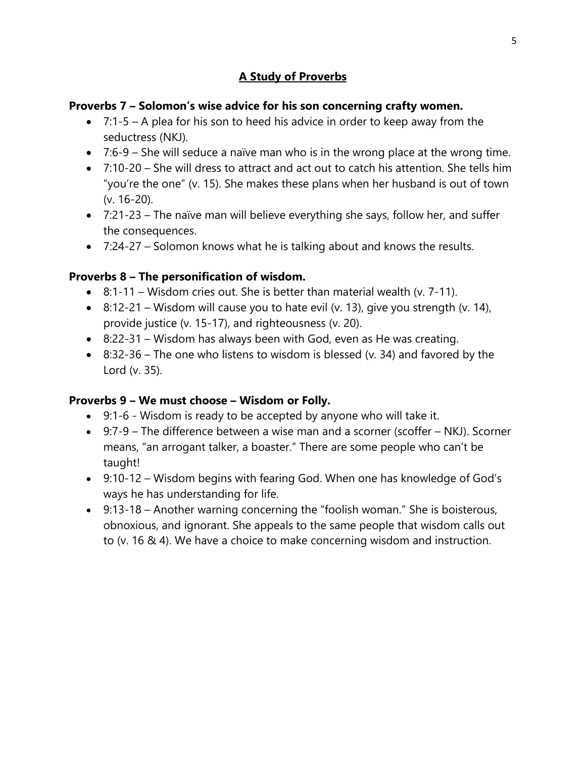## A Study of Proverbs

**Proverbs 7 – Solomon's wise advice for his son concerning crafty women.**

- 7:1-5 – A plea for his son to heed his advice in order to keep away from the seductress (NKJ).
- 7:6-9 – She will seduce a naïve man who is in the wrong place at the wrong time.
- 7:10-20 – She will dress to attract and act out to catch his attention. She tells him "you're the one" (v. 15). She makes these plans when her husband is out of town (v. 16-20).
- 7:21-23 – The naïve man will believe everything she says, follow her, and suffer the consequences.
- 7:24-27 – Solomon knows what he is talking about and knows the results.

**Proverbs 8 – The personification of wisdom.**

- 8:1-11 – Wisdom cries out. She is better than material wealth (v. 7-11).
- 8:12-21 – Wisdom will cause you to hate evil (v. 13), give you strength (v. 14), provide justice (v. 15-17), and righteousness (v. 20).
- 8:22-31 – Wisdom has always been with God, even as He was creating.
- 8:32-36 – The one who listens to wisdom is blessed (v. 34) and favored by the Lord (v. 35).

**Proverbs 9 – We must choose – Wisdom or Folly.**

- 9:1-6 - Wisdom is ready to be accepted by anyone who will take it.
- 9:7-9 – The difference between a wise man and a scorner (scoffer – NKJ). Scorner means, "an arrogant talker, a boaster." There are some people who can't be taught!
- 9:10-12 – Wisdom begins with fearing God. When one has knowledge of God's ways he has understanding for life.
- 9:13-18 – Another warning concerning the "foolish woman." She is boisterous, obnoxious, and ignorant. She appeals to the same people that wisdom calls out to (v. 16 & 4). We have a choice to make concerning wisdom and instruction.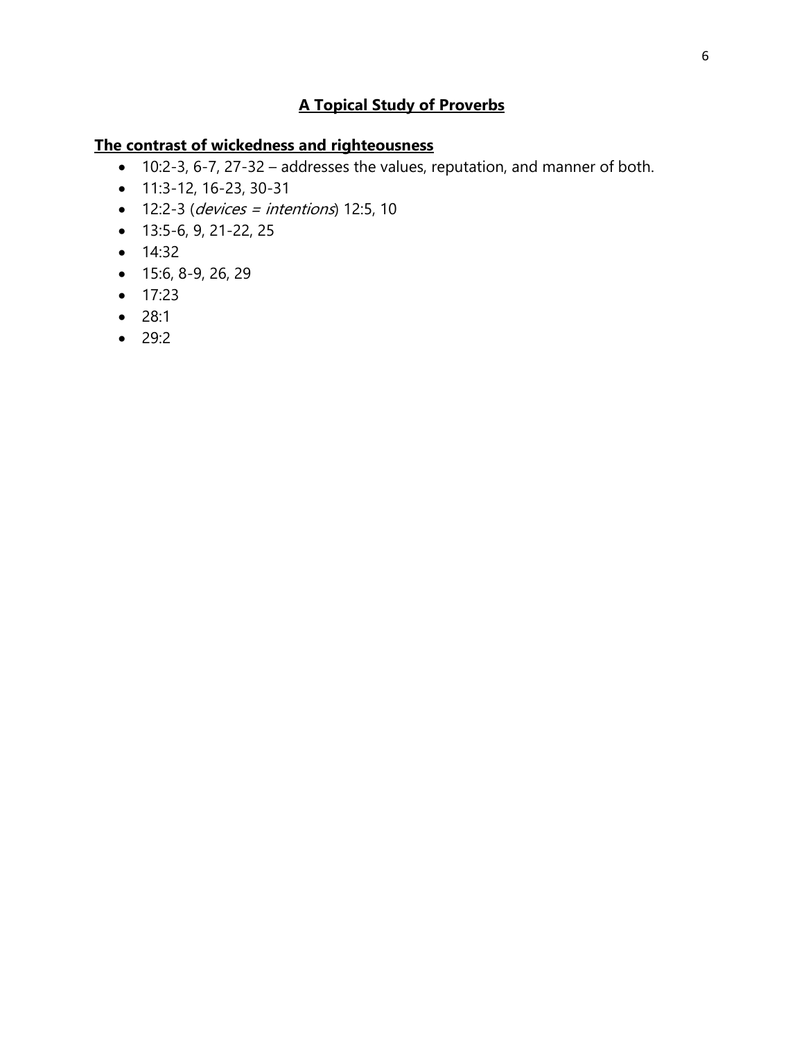# A Topical Study of Proverbs

## The contrast of wickedness and righteousness

- 10:2-3, 6-7, 27-32 – addresses the values, reputation, and manner of both.
- 11:3-12, 16-23, 30-31
- 12:2-3 (*devices = intentions*) 12:5, 10
- 13:5-6, 9, 21-22, 25
- 14:32
- 15:6, 8-9, 26, 29
- 17:23
- 28:1
- 29:2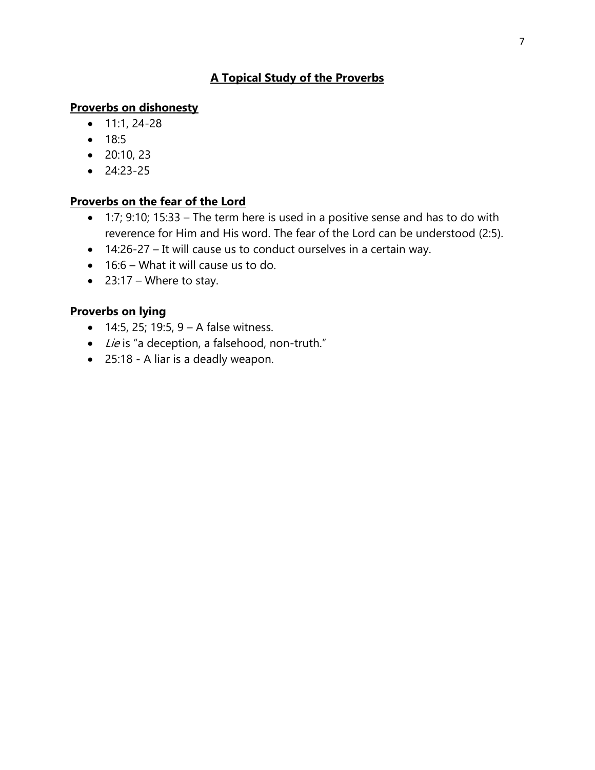## A Topical Study of the Proverbs

### Proverbs on dishonesty

- 11:1, 24-28
- 18:5
- 20:10, 23
- 24:23-25

### Proverbs on the fear of the Lord

- 1:7; 9:10; 15:33 – The term here is used in a positive sense and has to do with reverence for Him and His word. The fear of the Lord can be understood (2:5).
- 14:26-27 – It will cause us to conduct ourselves in a certain way.
- 16:6 – What it will cause us to do.
- 23:17 – Where to stay.

### Proverbs on lying

- 14:5, 25; 19:5, 9 – A false witness.
- *Lie* is "a deception, a falsehood, non-truth."
- 25:18 - A liar is a deadly weapon.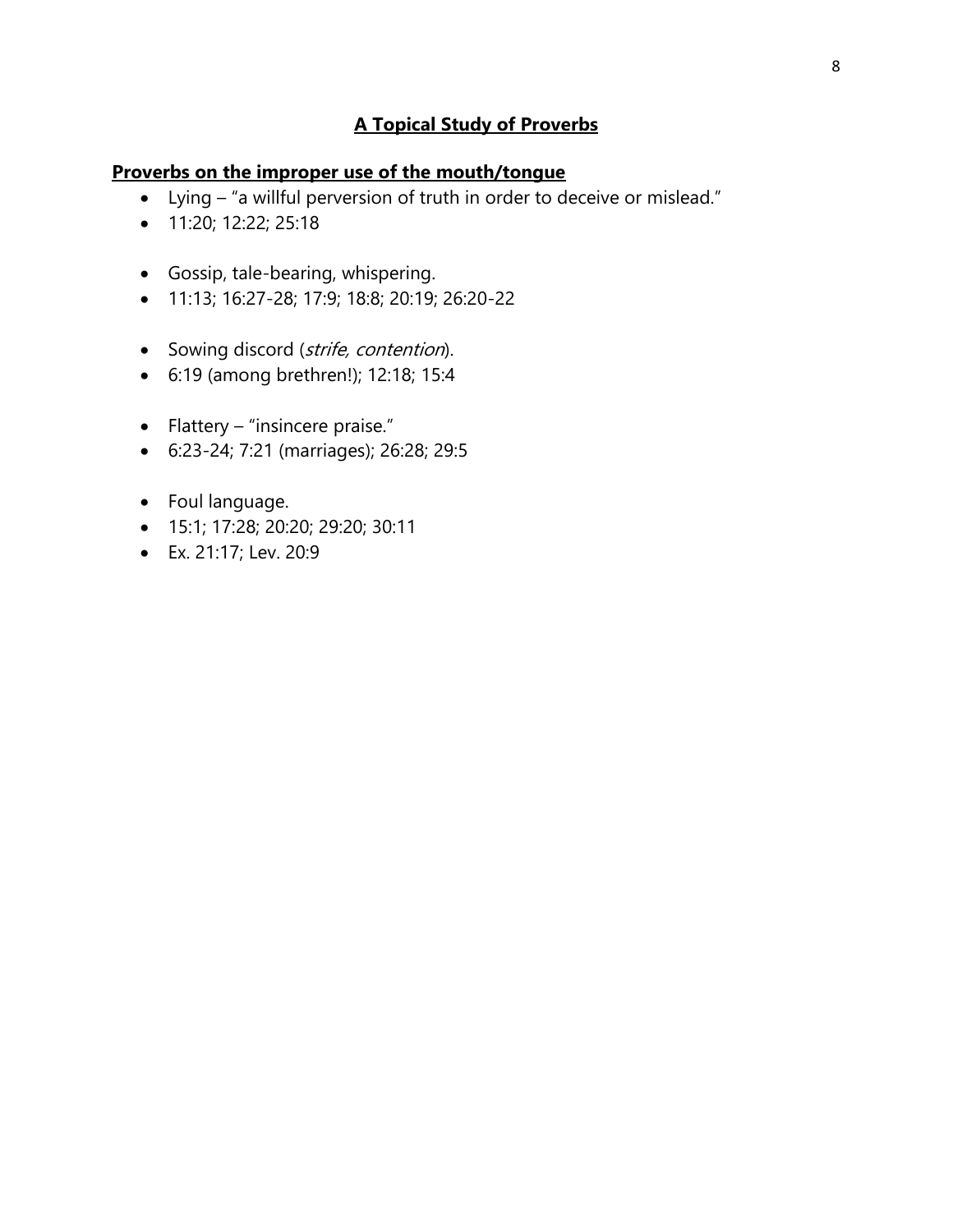## A Topical Study of Proverbs

### Proverbs on the improper use of the mouth/tongue

- Lying – "a willful perversion of truth in order to deceive or mislead."
- 11:20; 12:22; 25:18

- Gossip, tale-bearing, whispering.
- 11:13; 16:27-28; 17:9; 18:8; 20:19; 26:20-22

- Sowing discord (*strife, contention*).
- 6:19 (among brethren!); 12:18; 15:4

- Flattery – "insincere praise."
- 6:23-24; 7:21 (marriages); 26:28; 29:5

- Foul language.
- 15:1; 17:28; 20:20; 29:20; 30:11
- Ex. 21:17; Lev. 20:9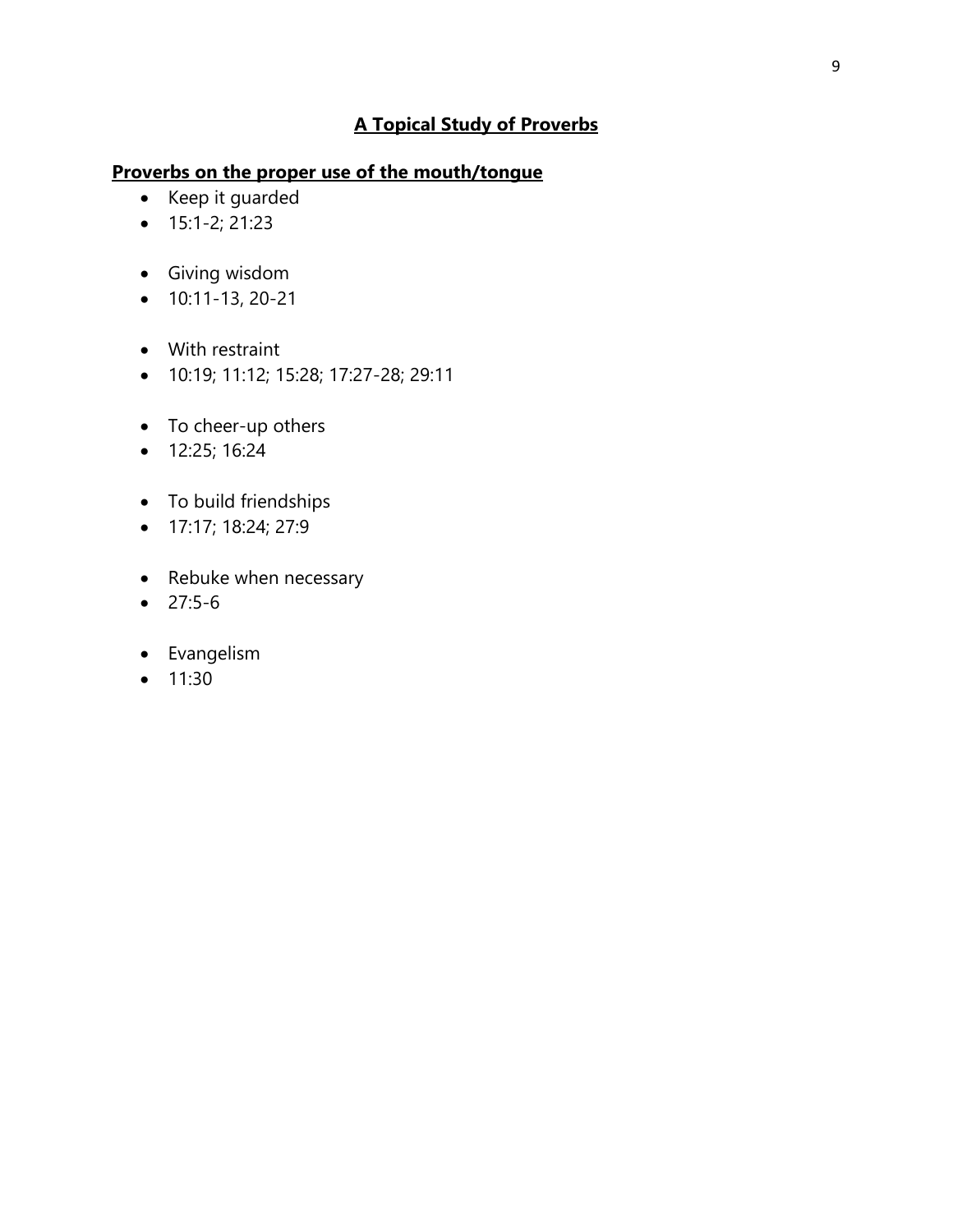# A Topical Study of Proverbs

## Proverbs on the proper use of the mouth/tongue

- Keep it guarded
- 15:1-2; 21:23

- Giving wisdom
- 10:11-13, 20-21

- With restraint
- 10:19; 11:12; 15:28; 17:27-28; 29:11

- To cheer-up others
- 12:25; 16:24

- To build friendships
- 17:17; 18:24; 27:9

- Rebuke when necessary
- 27:5-6

- Evangelism
- 11:30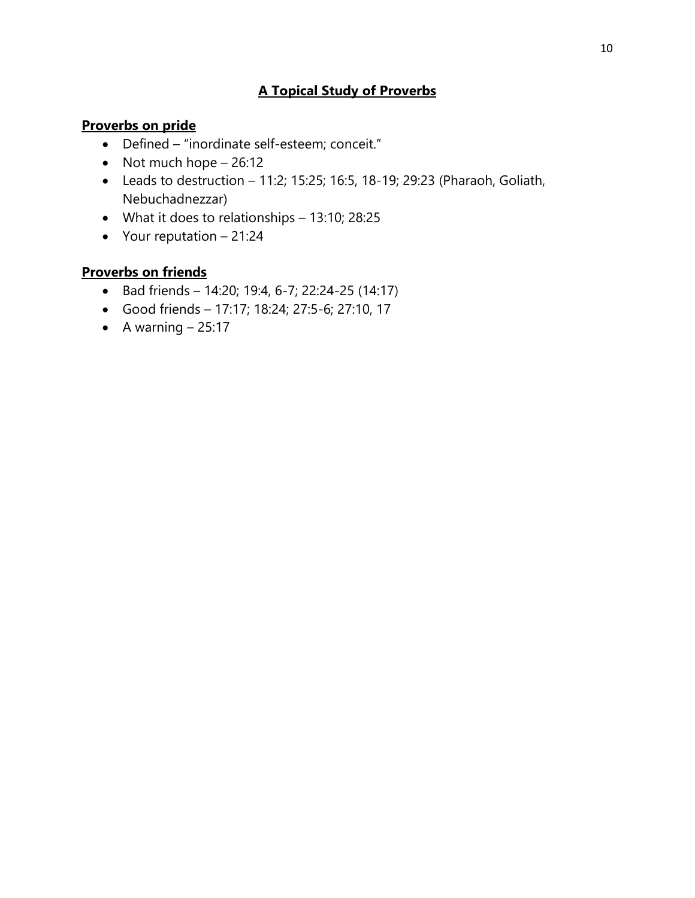# A Topical Study of Proverbs

## Proverbs on pride

- Defined – “inordinate self-esteem; conceit.”
- Not much hope – 26:12
- Leads to destruction – 11:2; 15:25; 16:5, 18-19; 29:23 (Pharaoh, Goliath, Nebuchadnezzar)
- What it does to relationships – 13:10; 28:25
- Your reputation – 21:24

## Proverbs on friends

- Bad friends – 14:20; 19:4, 6-7; 22:24-25 (14:17)
- Good friends – 17:17; 18:24; 27:5-6; 27:10, 17
- A warning – 25:17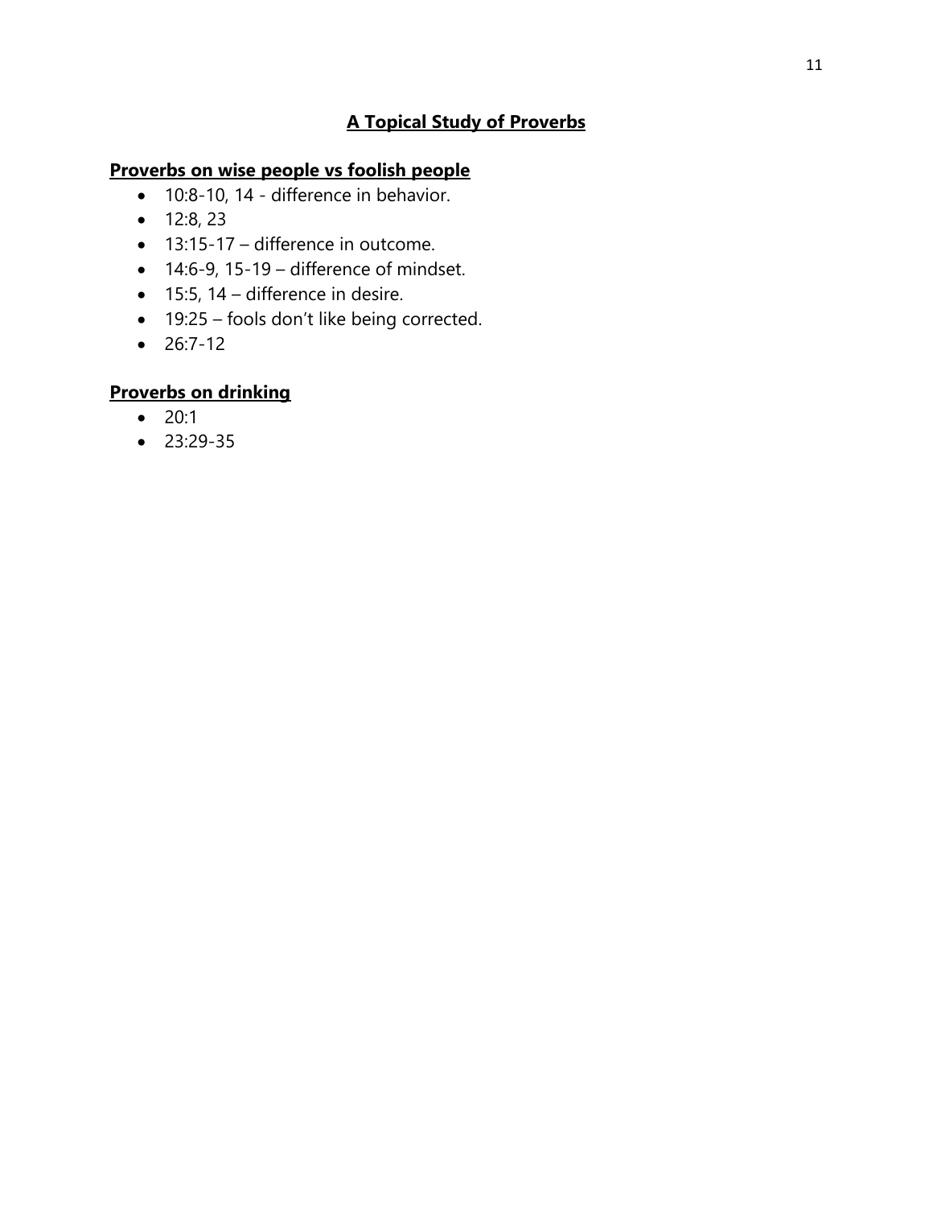# A Topical Study of Proverbs

## Proverbs on wise people vs foolish people

- 10:8-10, 14 - difference in behavior.
- 12:8, 23
- 13:15-17 – difference in outcome.
- 14:6-9, 15-19 – difference of mindset.
- 15:5, 14 – difference in desire.
- 19:25 – fools don't like being corrected.
- 26:7-12

## Proverbs on drinking

- 20:1
- 23:29-35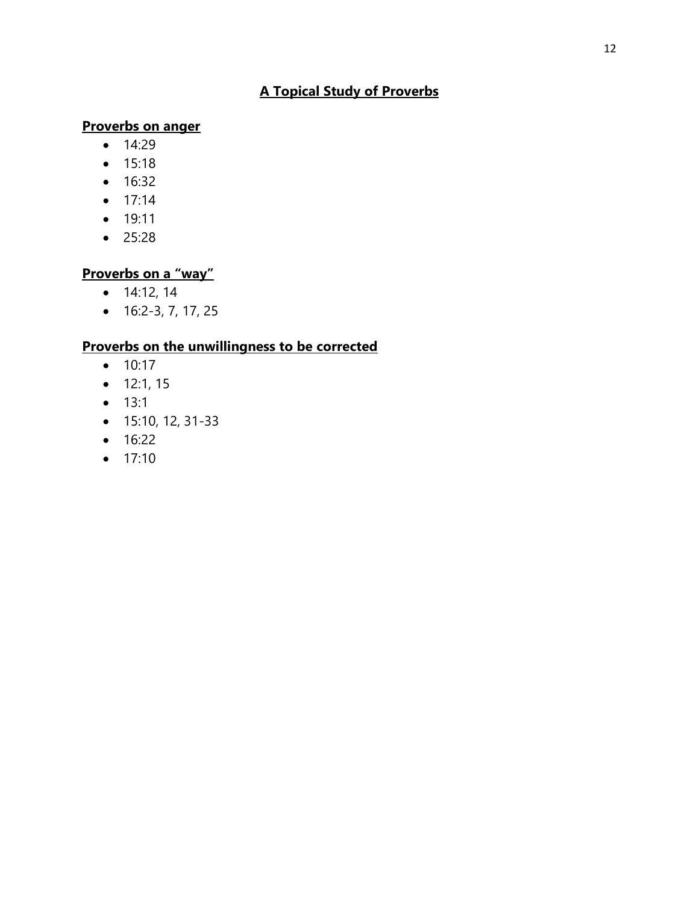# A Topical Study of Proverbs

## Proverbs on anger

- 14:29
- 15:18
- 16:32
- 17:14
- 19:11
- 25:28

## Proverbs on a "way"

- 14:12, 14
- 16:2-3, 7, 17, 25

## Proverbs on the unwillingness to be corrected

- 10:17
- 12:1, 15
- 13:1
- 15:10, 12, 31-33
- 16:22
- 17:10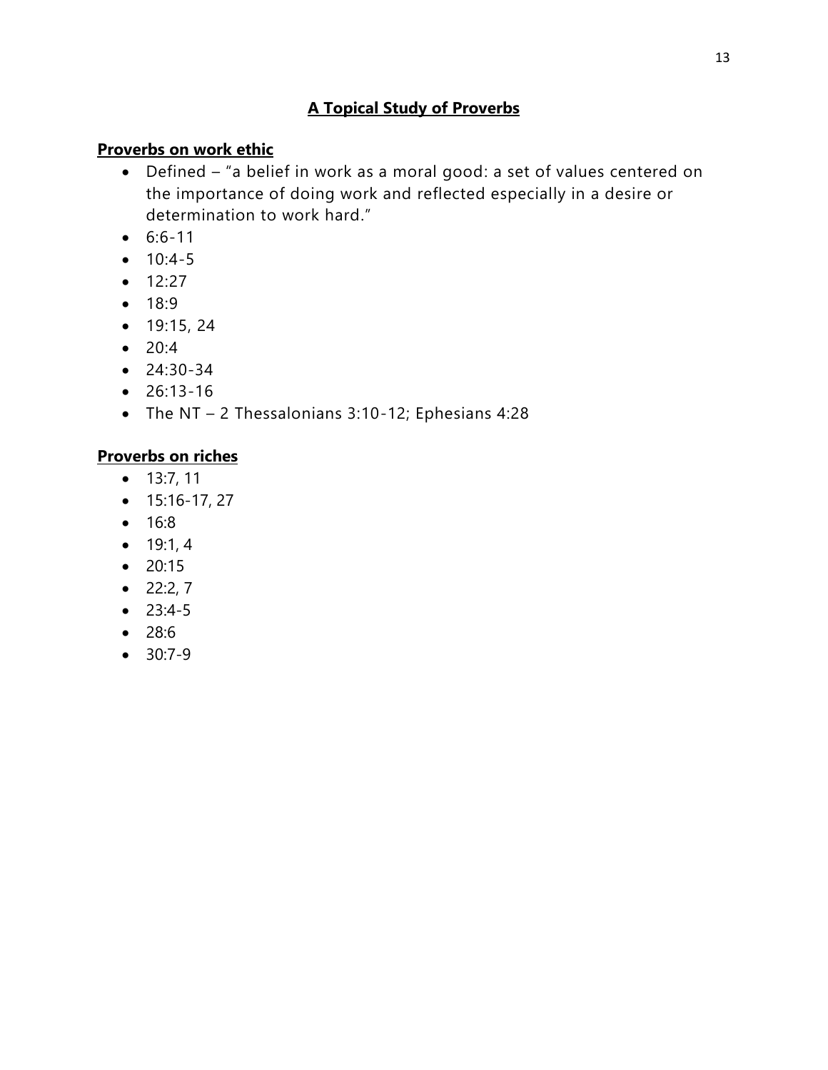## A Topical Study of Proverbs

### Proverbs on work ethic

- Defined – "a belief in work as a moral good: a set of values centered on the importance of doing work and reflected especially in a desire or determination to work hard."
- 6:6-11
- 10:4-5
- 12:27
- 18:9
- 19:15, 24
- 20:4
- 24:30-34
- 26:13-16
- The NT – 2 Thessalonians 3:10-12; Ephesians 4:28

### Proverbs on riches

- 13:7, 11
- 15:16-17, 27
- 16:8
- 19:1, 4
- 20:15
- 22:2, 7
- 23:4-5
- 28:6
- 30:7-9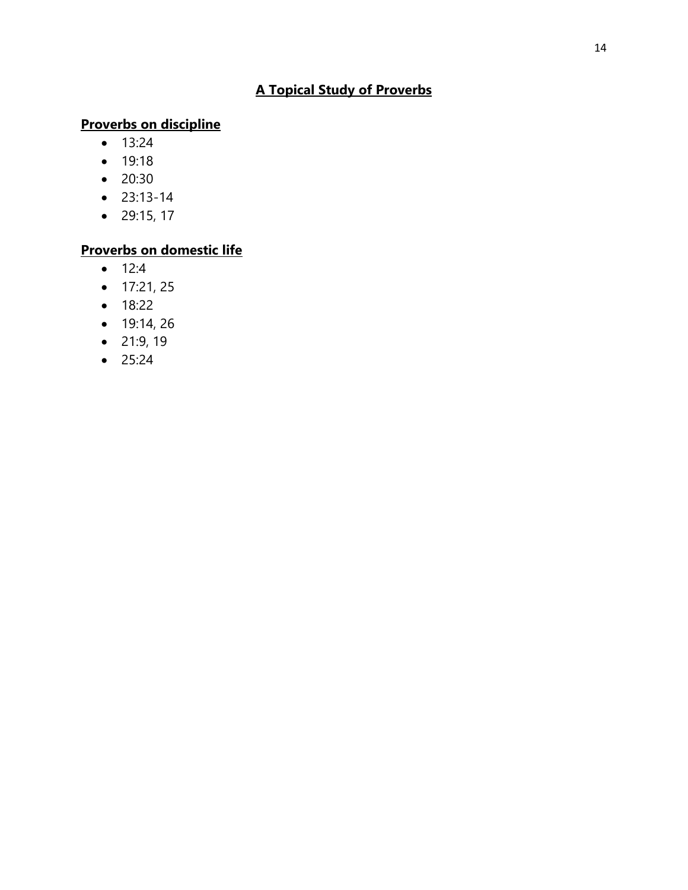# A Topical Study of Proverbs

## Proverbs on discipline

- 13:24
- 19:18
- 20:30
- 23:13-14
- 29:15, 17

## Proverbs on domestic life

- 12:4
- 17:21, 25
- 18:22
- 19:14, 26
- 21:9, 19
- 25:24